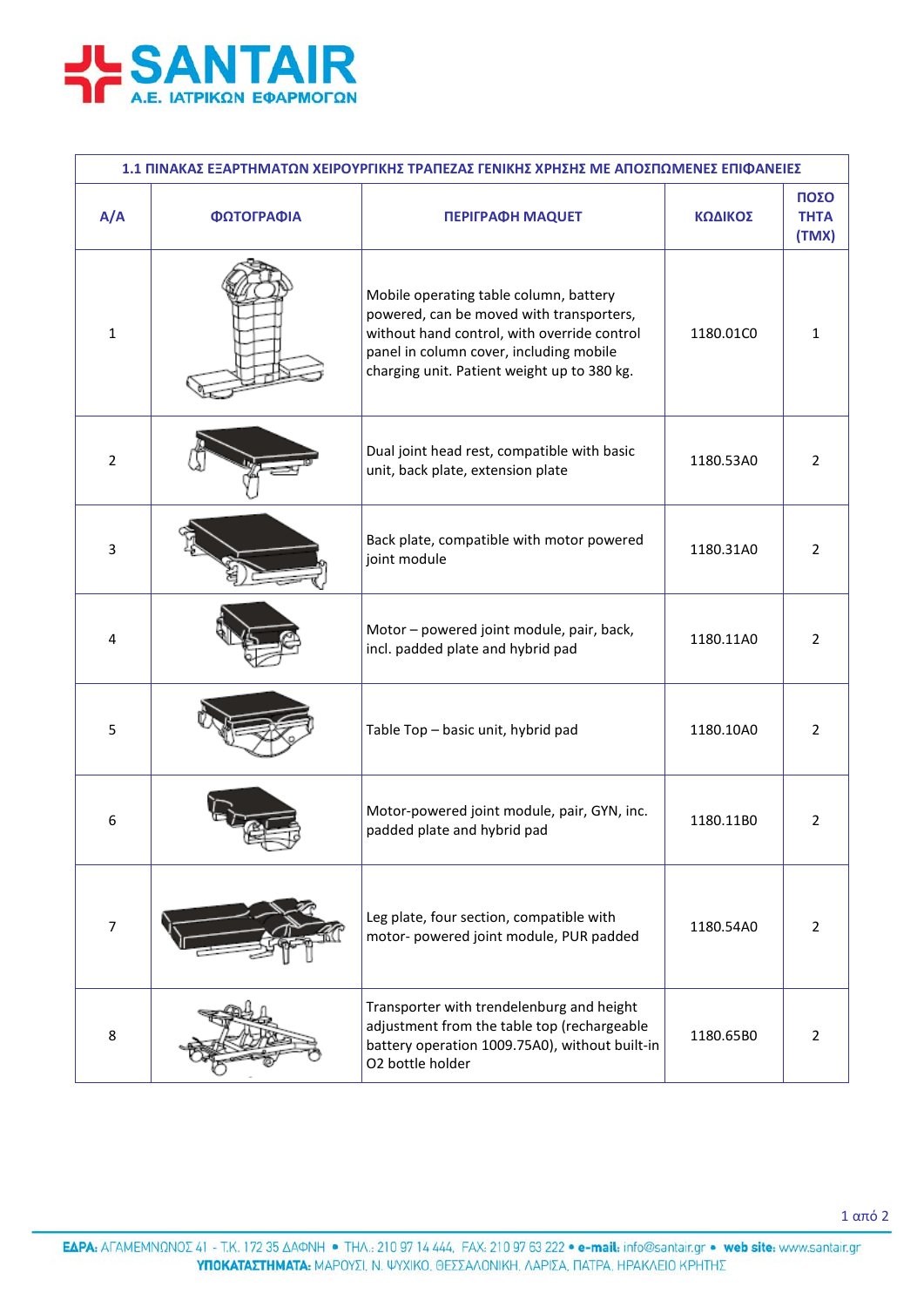# SANTAIR
## Α.Ε. ΙΑΤΡΙΚΩΝ ΕΦΑΡΜΟΓΩΝ

| 1.1 ΠΙΝΑΚΑΣ ΕΞΑΡΤΗΜΑΤΩΝ ΧΕΙΡΟΥΡΓΙΚΗΣ ΤΡΑΠΕΖΑΣ ΓΕΝΙΚΗΣ ΧΡΗΣΗΣ ΜΕ ΑΠΟΣΠΩΜΕΝΕΣ ΕΠΙΦΑΝΕΙΕΣ | | | | |
|---|---|---|---|---|
| **Α/Α** | **ΦΩΤΟΓΡΑΦΙΑ** | **ΠΕΡΙΓΡΑΦΗ MAQUET** | **ΚΩΔΙΚΟΣ** | **ΠΟΣΟΤΗΤΑ (ΤΜΧ)** |
| 1 | | Mobile operating table column, battery powered, can be moved with transporters, without hand control, with override control panel in column cover, including mobile charging unit. Patient weight up to 380 kg. | 1180.01C0 | 1 |
| 2 | | Dual joint head rest, compatible with basic unit, back plate, extension plate | 1180.53A0 | 2 |
| 3 | | Back plate, compatible with motor powered joint module | 1180.31A0 | 2 |
| 4 | | Motor – powered joint module, pair, back, incl. padded plate and hybrid pad | 1180.11A0 | 2 |
| 5 | | Table Top – basic unit, hybrid pad | 1180.10A0 | 2 |
| 6 | | Motor-powered joint module, pair, GYN, inc. padded plate and hybrid pad | 1180.11B0 | 2 |
| 7 | | Leg plate, four section, compatible with motor- powered joint module, PUR padded | 1180.54A0 | 2 |
| 8 | | Transporter with trendelenburg and height adjustment from the table top (rechargeable battery operation 1009.75A0), without built-in O2 bottle holder | 1180.65B0 | 2 |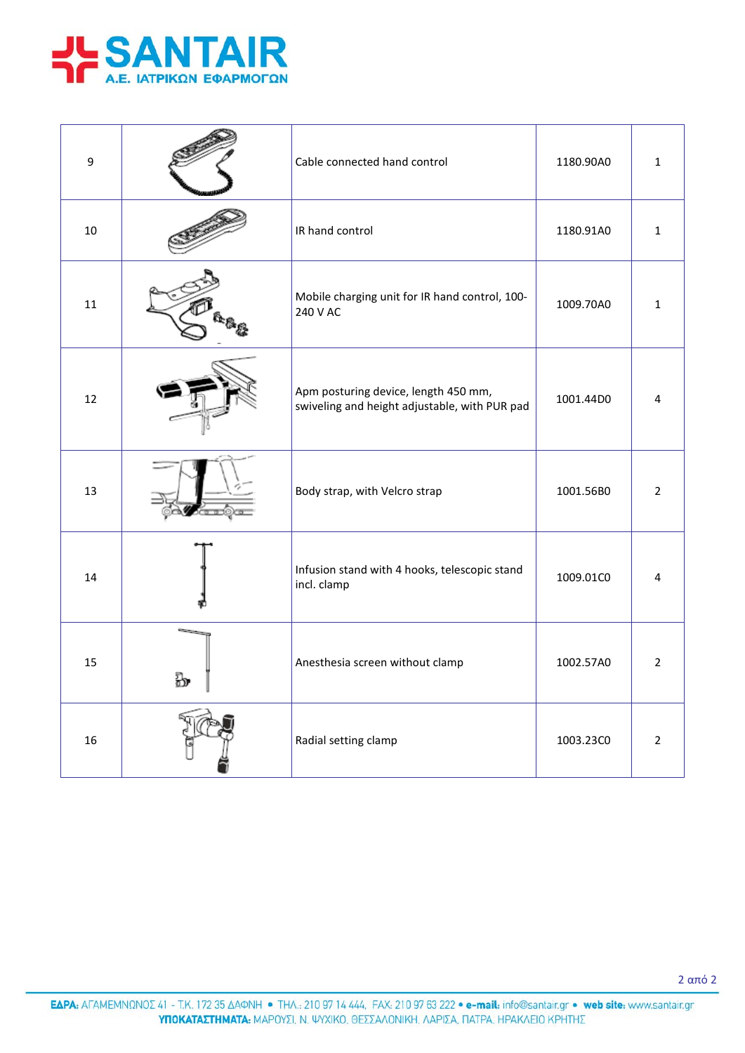| | | | | |
|---|---|---|---|---|
| 9 | | Cable connected hand control | 1180.90A0 | 1 |
| 10 | | IR hand control | 1180.91A0 | 1 |
| 11 | | Mobile charging unit for IR hand control, 100-240 V AC | 1009.70A0 | 1 |
| 12 | | Apm posturing device, length 450 mm, swiveling and height adjustable, with PUR pad | 1001.44D0 | 4 |
| 13 | | Body strap, with Velcro strap | 1001.56B0 | 2 |
| 14 | | Infusion stand with 4 hooks, telescopic stand incl. clamp | 1009.01C0 | 4 |
| 15 | | Anesthesia screen without clamp | 1002.57A0 | 2 |
| 16 | | Radial setting clamp | 1003.23C0 | 2 |